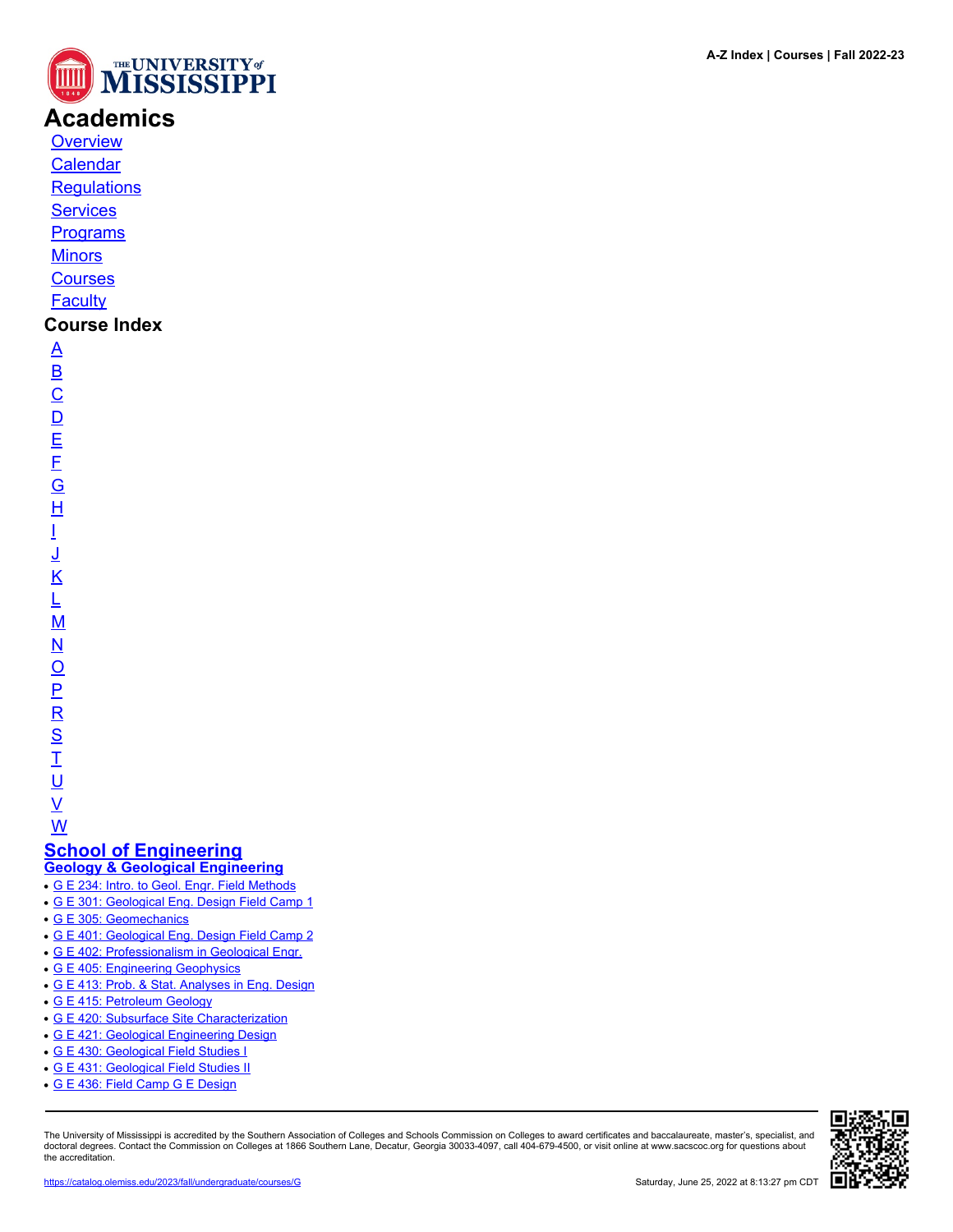# Academics

- Overview
- Calendar
- Regulations
- Services
- Programs
- Minors
- Courses
- Faculty

## Course Index

- A
- B
- C
- D
- E
- F
- G
- H
- I
- J
- K
- L
- M
- N
- O
- P
- R
- S
- T
- U
- V
- W

## School of Engineering

### Geology & Geological Engineering

- G E 234: Intro. to Geol. Engr. Field Methods
- G E 301: Geological Eng. Design Field Camp 1
- G E 305: Geomechanics
- G E 401: Geological Eng. Design Field Camp 2
- G E 402: Professionalism in Geological Engr.
- G E 405: Engineering Geophysics
- G E 413: Prob. & Stat. Analyses in Eng. Design
- G E 415: Petroleum Geology
- G E 420: Subsurface Site Characterization
- G E 421: Geological Engineering Design
- G E 430: Geological Field Studies I
- G E 431: Geological Field Studies II
- G E 436: Field Camp G E Design

The University of Mississippi is accredited by the Southern Association of Colleges and Schools Commission on Colleges to award certificates and baccalaureate, master's, specialist, and doctoral degrees. Contact the Commission on Colleges at 1866 Southern Lane, Decatur, Georgia 30033-4097, call 404-679-4500, or visit online at www.sacscoc.org for questions about the accreditation.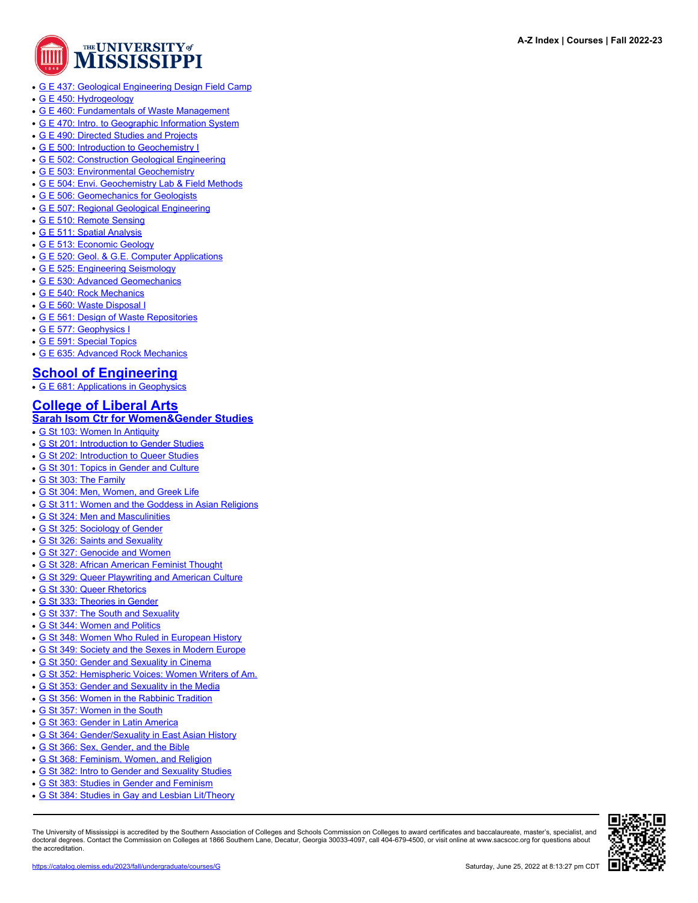- G E 437: Geological Engineering Design Field Camp
- G E 450: Hydrogeology
- G E 460: Fundamentals of Waste Management
- G E 470: Intro. to Geographic Information System
- G E 490: Directed Studies and Projects
- G E 500: Introduction to Geochemistry I
- G E 502: Construction Geological Engineering
- G E 503: Environmental Geochemistry
- G E 504: Envi. Geochemistry Lab & Field Methods
- G E 506: Geomechanics for Geologists
- G E 507: Regional Geological Engineering
- G E 510: Remote Sensing
- G E 511: Spatial Analysis
- G E 513: Economic Geology
- G E 520: Geol. & G.E. Computer Applications
- G E 525: Engineering Seismology
- G E 530: Advanced Geomechanics
- G E 540: Rock Mechanics
- G E 560: Waste Disposal I
- G E 561: Design of Waste Repositories
- G E 577: Geophysics I
- G E 591: Special Topics
- G E 635: Advanced Rock Mechanics

## School of Engineering

- G E 681: Applications in Geophysics

## College of Liberal Arts

### Sarah Isom Ctr for Women&Gender Studies

- G St 103: Women In Antiquity
- G St 201: Introduction to Gender Studies
- G St 202: Introduction to Queer Studies
- G St 301: Topics in Gender and Culture
- G St 303: The Family
- G St 304: Men, Women, and Greek Life
- G St 311: Women and the Goddess in Asian Religions
- G St 324: Men and Masculinities
- G St 325: Sociology of Gender
- G St 326: Saints and Sexuality
- G St 327: Genocide and Women
- G St 328: African American Feminist Thought
- G St 329: Queer Playwriting and American Culture
- G St 330: Queer Rhetorics
- G St 333: Theories in Gender
- G St 337: The South and Sexuality
- G St 344: Women and Politics
- G St 348: Women Who Ruled in European History
- G St 349: Society and the Sexes in Modern Europe
- G St 350: Gender and Sexuality in Cinema
- G St 352: Hemispheric Voices: Women Writers of Am.
- G St 353: Gender and Sexuality in the Media
- G St 356: Women in the Rabbinic Tradition
- G St 357: Women in the South
- G St 363: Gender in Latin America
- G St 364: Gender/Sexuality in East Asian History
- G St 366: Sex, Gender, and the Bible
- G St 368: Feminism, Women, and Religion
- G St 382: Intro to Gender and Sexuality Studies
- G St 383: Studies in Gender and Feminism
- G St 384: Studies in Gay and Lesbian Lit/Theory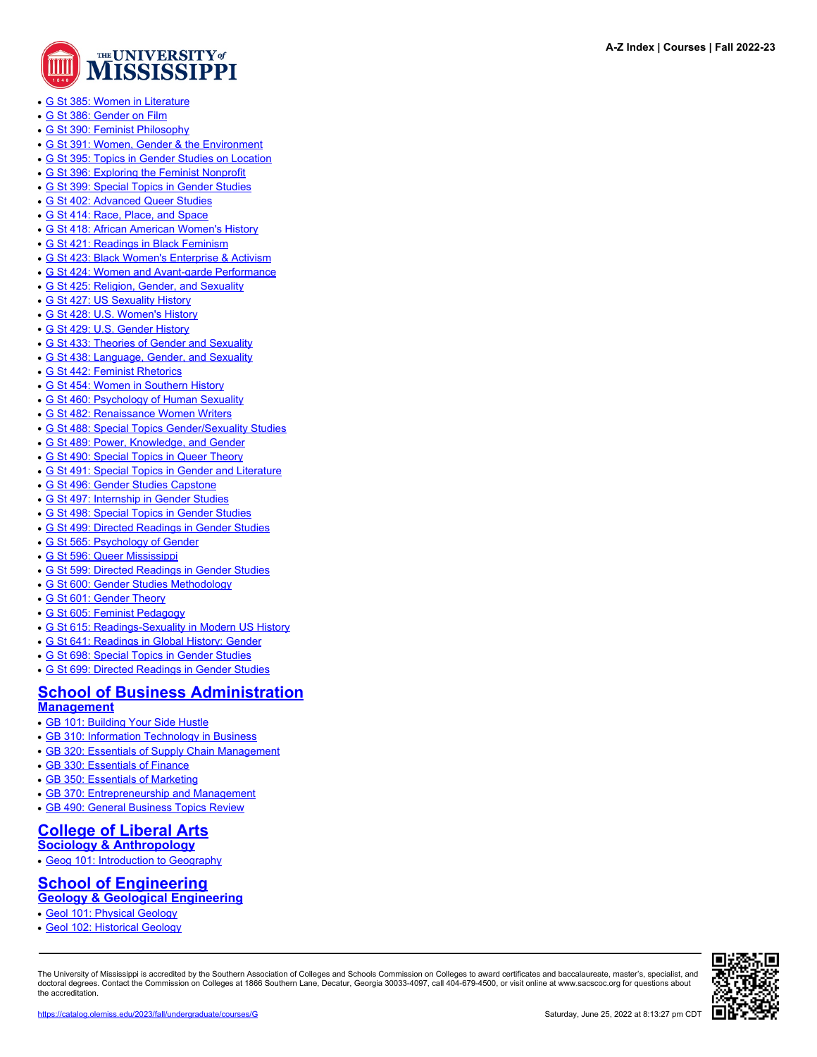- G St 385: Women in Literature
- G St 386: Gender on Film
- G St 390: Feminist Philosophy
- G St 391: Women, Gender & the Environment
- G St 395: Topics in Gender Studies on Location
- G St 396: Exploring the Feminist Nonprofit
- G St 399: Special Topics in Gender Studies
- G St 402: Advanced Queer Studies
- G St 414: Race, Place, and Space
- G St 418: African American Women's History
- G St 421: Readings in Black Feminism
- G St 423: Black Women's Enterprise & Activism
- G St 424: Women and Avant-garde Performance
- G St 425: Religion, Gender, and Sexuality
- G St 427: US Sexuality History
- G St 428: U.S. Women's History
- G St 429: U.S. Gender History
- G St 433: Theories of Gender and Sexuality
- G St 438: Language, Gender, and Sexuality
- G St 442: Feminist Rhetorics
- G St 454: Women in Southern History
- G St 460: Psychology of Human Sexuality
- G St 482: Renaissance Women Writers
- G St 488: Special Topics Gender/Sexuality Studies
- G St 489: Power, Knowledge, and Gender
- G St 490: Special Topics in Queer Theory
- G St 491: Special Topics in Gender and Literature
- G St 496: Gender Studies Capstone
- G St 497: Internship in Gender Studies
- G St 498: Special Topics in Gender Studies
- G St 499: Directed Readings in Gender Studies
- G St 565: Psychology of Gender
- G St 596: Queer Mississippi
- G St 599: Directed Readings in Gender Studies
- G St 600: Gender Studies Methodology
- G St 601: Gender Theory
- G St 605: Feminist Pedagogy
- G St 615: Readings-Sexuality in Modern US History
- G St 641: Readings in Global History: Gender
- G St 698: Special Topics in Gender Studies
- G St 699: Directed Readings in Gender Studies

## School of Business Administration

### Management

- GB 101: Building Your Side Hustle
- GB 310: Information Technology in Business
- GB 320: Essentials of Supply Chain Management
- GB 330: Essentials of Finance
- GB 350: Essentials of Marketing
- GB 370: Entrepreneurship and Management
- GB 490: General Business Topics Review

## College of Liberal Arts

### Sociology & Anthropology

- Geog 101: Introduction to Geography

## School of Engineering

### Geology & Geological Engineering

- Geol 101: Physical Geology
- Geol 102: Historical Geology

The University of Mississippi is accredited by the Southern Association of Colleges and Schools Commission on Colleges to award certificates and baccalaureate, master's, specialist, and doctoral degrees. Contact the Commission on Colleges at 1866 Southern Lane, Decatur, Georgia 30033-4097, call 404-679-4500, or visit online at www.sacscoc.org for questions about the accreditation.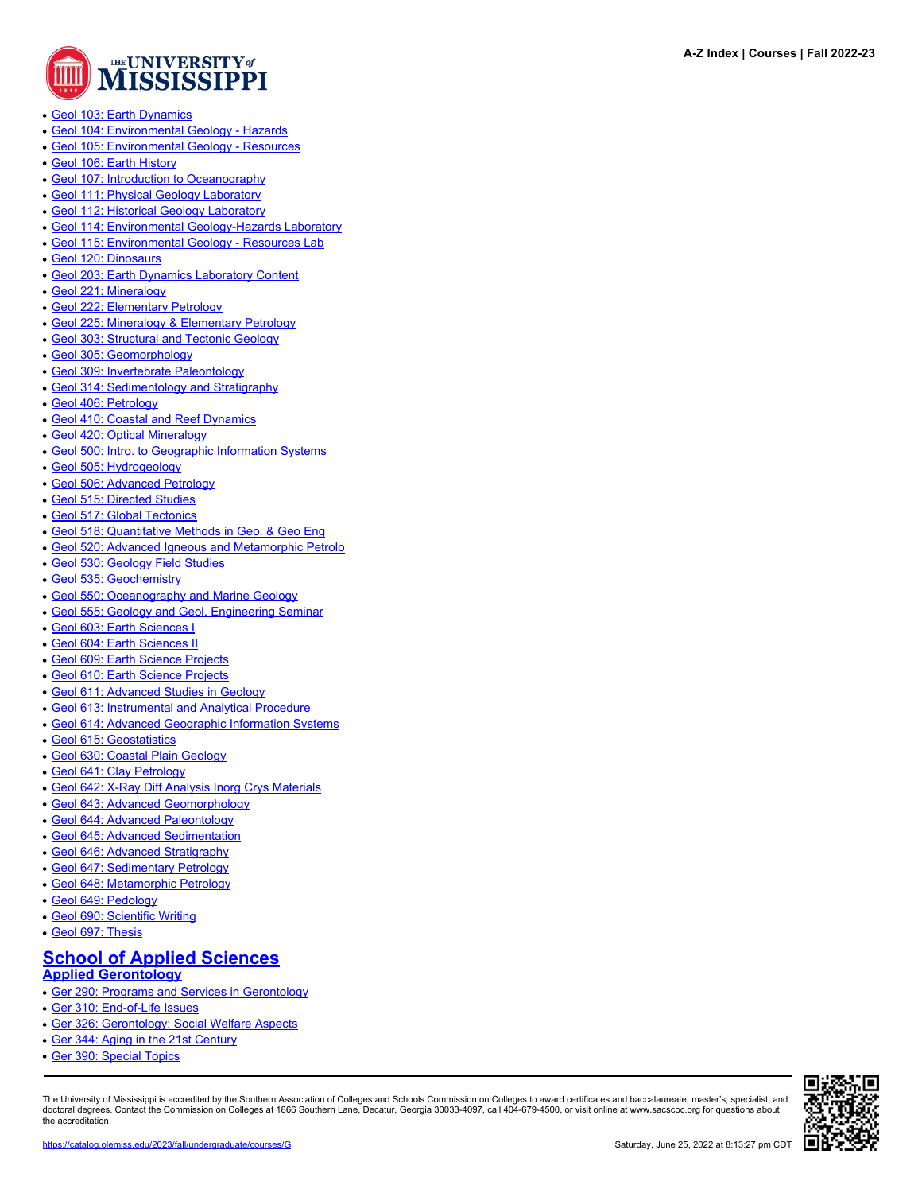- Geol 103: Earth Dynamics
- Geol 104: Environmental Geology - Hazards
- Geol 105: Environmental Geology - Resources
- Geol 106: Earth History
- Geol 107: Introduction to Oceanography
- Geol 111: Physical Geology Laboratory
- Geol 112: Historical Geology Laboratory
- Geol 114: Environmental Geology-Hazards Laboratory
- Geol 115: Environmental Geology - Resources Lab
- Geol 120: Dinosaurs
- Geol 203: Earth Dynamics Laboratory Content
- Geol 221: Mineralogy
- Geol 222: Elementary Petrology
- Geol 225: Mineralogy & Elementary Petrology
- Geol 303: Structural and Tectonic Geology
- Geol 305: Geomorphology
- Geol 309: Invertebrate Paleontology
- Geol 314: Sedimentology and Stratigraphy
- Geol 406: Petrology
- Geol 410: Coastal and Reef Dynamics
- Geol 420: Optical Mineralogy
- Geol 500: Intro. to Geographic Information Systems
- Geol 505: Hydrogeology
- Geol 506: Advanced Petrology
- Geol 515: Directed Studies
- Geol 517: Global Tectonics
- Geol 518: Quantitative Methods in Geo. & Geo Eng
- Geol 520: Advanced Igneous and Metamorphic Petrolo
- Geol 530: Geology Field Studies
- Geol 535: Geochemistry
- Geol 550: Oceanography and Marine Geology
- Geol 555: Geology and Geol. Engineering Seminar
- Geol 603: Earth Sciences I
- Geol 604: Earth Sciences II
- Geol 609: Earth Science Projects
- Geol 610: Earth Science Projects
- Geol 611: Advanced Studies in Geology
- Geol 613: Instrumental and Analytical Procedure
- Geol 614: Advanced Geographic Information Systems
- Geol 615: Geostatistics
- Geol 630: Coastal Plain Geology
- Geol 641: Clay Petrology
- Geol 642: X-Ray Diff Analysis Inorg Crys Materials
- Geol 643: Advanced Geomorphology
- Geol 644: Advanced Paleontology
- Geol 645: Advanced Sedimentation
- Geol 646: Advanced Stratigraphy
- Geol 647: Sedimentary Petrology
- Geol 648: Metamorphic Petrology
- Geol 649: Pedology
- Geol 690: Scientific Writing
- Geol 697: Thesis

## School of Applied Sciences

### Applied Gerontology

- Ger 290: Programs and Services in Gerontology
- Ger 310: End-of-Life Issues
- Ger 326: Gerontology: Social Welfare Aspects
- Ger 344: Aging in the 21st Century
- Ger 390: Special Topics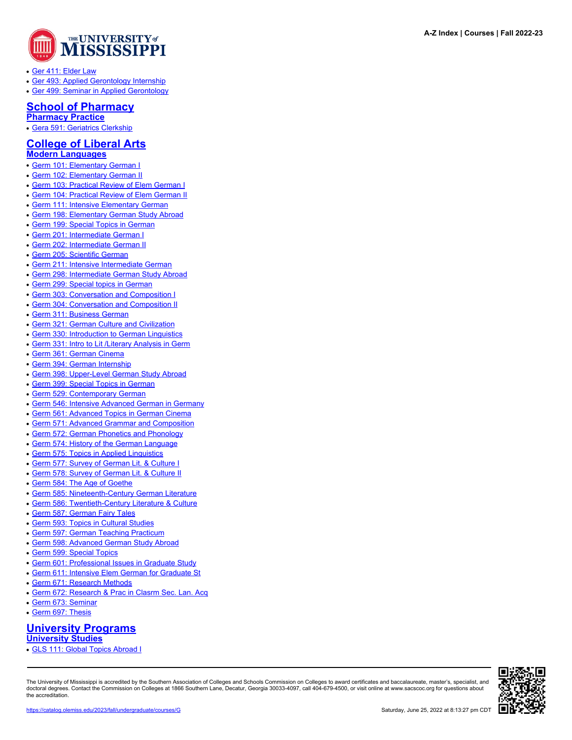- Ger 411: Elder Law
- Ger 493: Applied Gerontology Internship
- Ger 499: Seminar in Applied Gerontology

# School of Pharmacy

## Pharmacy Practice

- Gera 591: Geriatrics Clerkship

# College of Liberal Arts

## Modern Languages

- Germ 101: Elementary German I
- Germ 102: Elementary German II
- Germ 103: Practical Review of Elem German I
- Germ 104: Practical Review of Elem German II
- Germ 111: Intensive Elementary German
- Germ 198: Elementary German Study Abroad
- Germ 199: Special Topics in German
- Germ 201: Intermediate German I
- Germ 202: Intermediate German II
- Germ 205: Scientific German
- Germ 211: Intensive Intermediate German
- Germ 298: Intermediate German Study Abroad
- Germ 299: Special topics in German
- Germ 303: Conversation and Composition I
- Germ 304: Conversation and Composition II
- Germ 311: Business German
- Germ 321: German Culture and Civilization
- Germ 330: Introduction to German Linguistics
- Germ 331: Intro to Lit /Literary Analysis in Germ
- Germ 361: German Cinema
- Germ 394: German Internship
- Germ 398: Upper-Level German Study Abroad
- Germ 399: Special Topics in German
- Germ 529: Contemporary German
- Germ 546: Intensive Advanced German in Germany
- Germ 561: Advanced Topics in German Cinema
- Germ 571: Advanced Grammar and Composition
- Germ 572: German Phonetics and Phonology
- Germ 574: History of the German Language
- Germ 575: Topics in Applied Linguistics
- Germ 577: Survey of German Lit. & Culture I
- Germ 578: Survey of German Lit. & Culture II
- Germ 584: The Age of Goethe
- Germ 585: Nineteenth-Century German Literature
- Germ 586: Twentieth-Century Literature & Culture
- Germ 587: German Fairy Tales
- Germ 593: Topics in Cultural Studies
- Germ 597: German Teaching Practicum
- Germ 598: Advanced German Study Abroad
- Germ 599: Special Topics
- Germ 601: Professional Issues in Graduate Study
- Germ 611: Intensive Elem German for Graduate St
- Germ 671: Research Methods
- Germ 672: Research & Prac in Clasrm Sec. Lan. Acq
- Germ 673: Seminar
- Germ 697: Thesis

# University Programs

## University Studies

- GLS 111: Global Topics Abroad I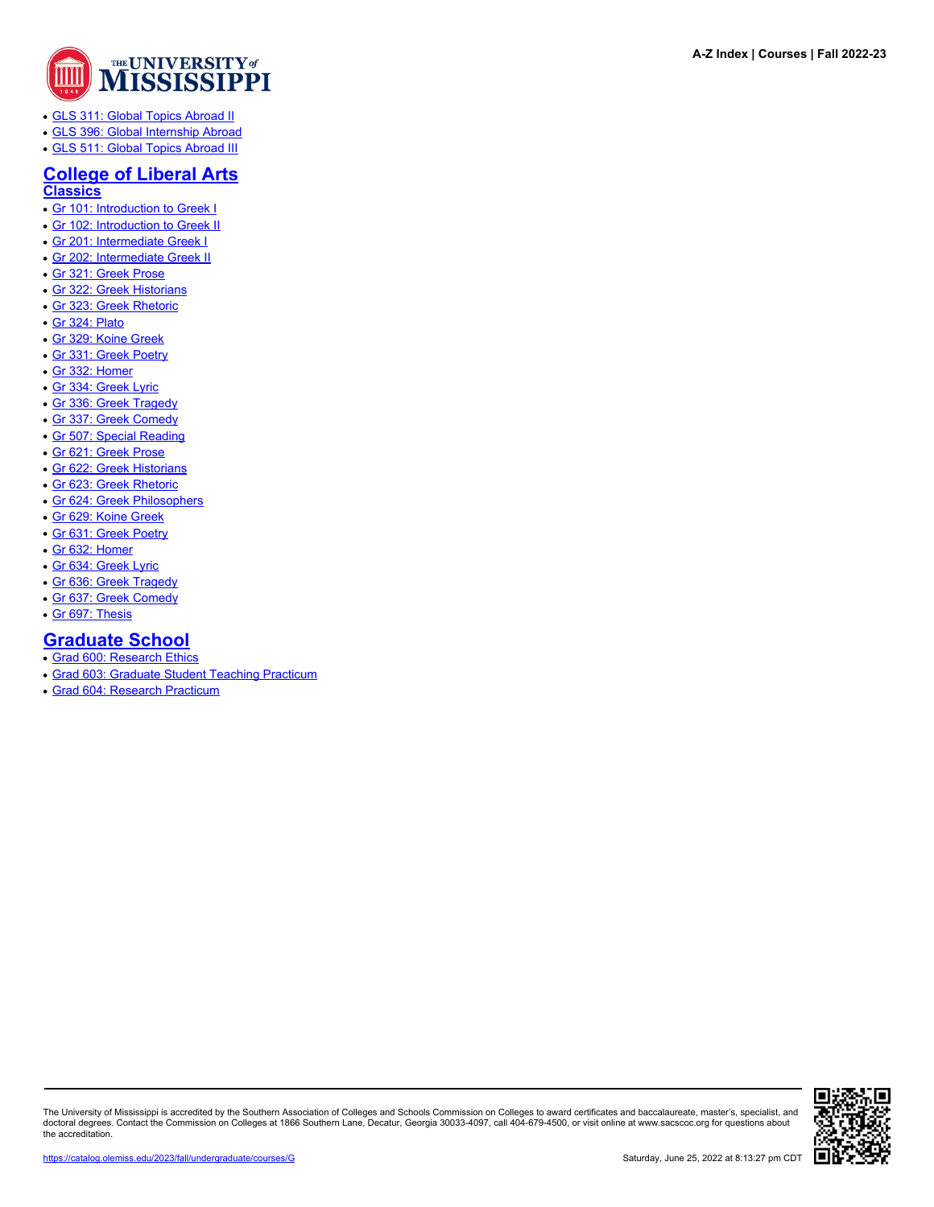- GLS 311: Global Topics Abroad II
- GLS 396: Global Internship Abroad
- GLS 511: Global Topics Abroad III

## College of Liberal Arts

### Classics

- Gr 101: Introduction to Greek I
- Gr 102: Introduction to Greek II
- Gr 201: Intermediate Greek I
- Gr 202: Intermediate Greek II
- Gr 321: Greek Prose
- Gr 322: Greek Historians
- Gr 323: Greek Rhetoric
- Gr 324: Plato
- Gr 329: Koine Greek
- Gr 331: Greek Poetry
- Gr 332: Homer
- Gr 334: Greek Lyric
- Gr 336: Greek Tragedy
- Gr 337: Greek Comedy
- Gr 507: Special Reading
- Gr 621: Greek Prose
- Gr 622: Greek Historians
- Gr 623: Greek Rhetoric
- Gr 624: Greek Philosophers
- Gr 629: Koine Greek
- Gr 631: Greek Poetry
- Gr 632: Homer
- Gr 634: Greek Lyric
- Gr 636: Greek Tragedy
- Gr 637: Greek Comedy
- Gr 697: Thesis

## Graduate School

- Grad 600: Research Ethics
- Grad 603: Graduate Student Teaching Practicum
- Grad 604: Research Practicum

The University of Mississippi is accredited by the Southern Association of Colleges and Schools Commission on Colleges to award certificates and baccalaureate, master's, specialist, and doctoral degrees. Contact the Commission on Colleges at 1866 Southern Lane, Decatur, Georgia 30033-4097, call 404-679-4500, or visit online at www.sacscoc.org for questions about the accreditation.